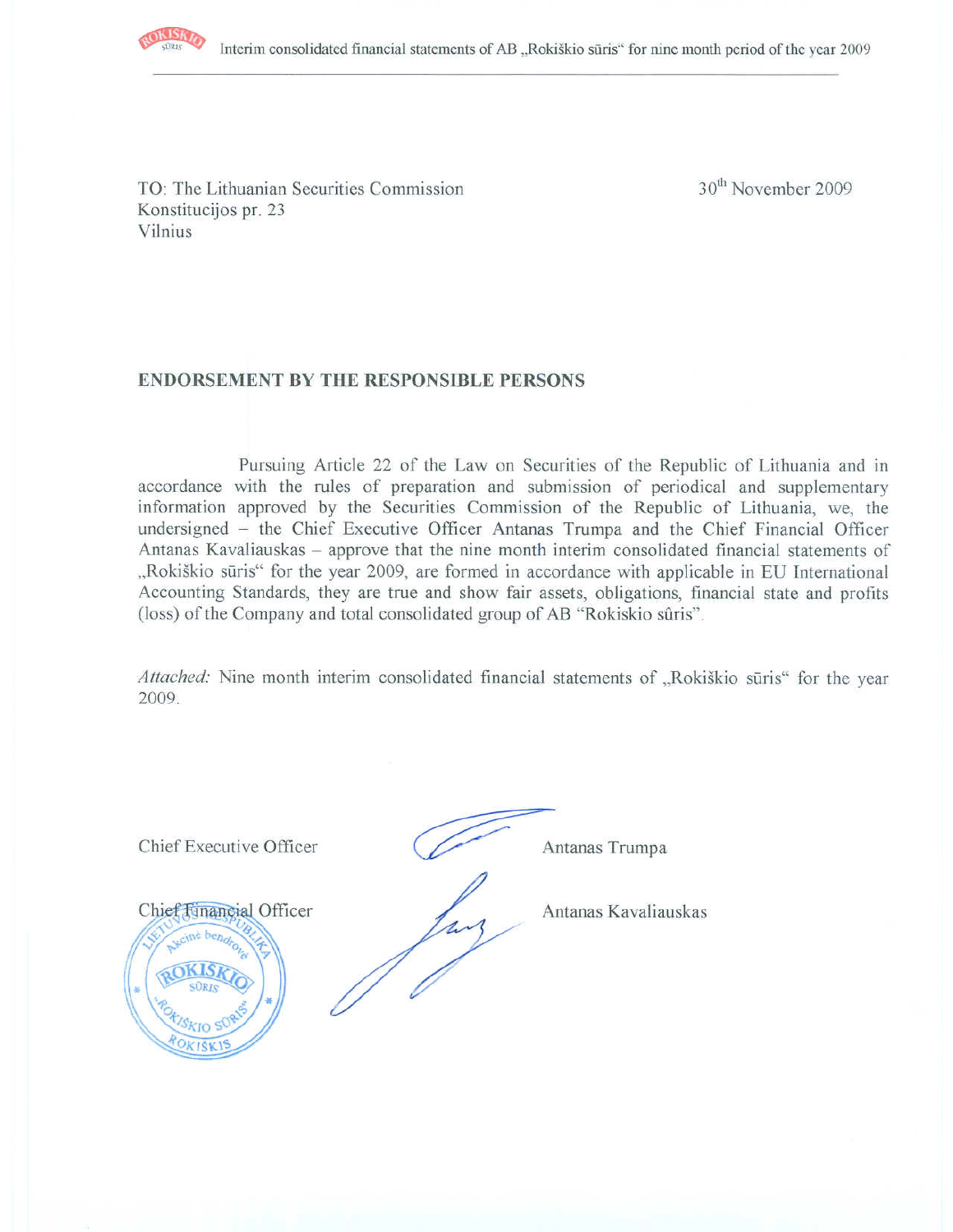TO: The Lithuanian Securities Commission
Konstitucijos pr. 23
Vilnius

30th November 2009

**ENDORSEMENT BY THE RESPONSIBLE PERSONS**

Pursuing Article 22 of the Law on Securities of the Republic of Lithuania and in accordance with the rules of preparation and submission of periodical and supplementary information approved by the Securities Commission of the Republic of Lithuania, we, the undersigned – the Chief Executive Officer Antanas Trumpa and the Chief Financial Officer Antanas Kavaliauskas – approve that the nine month interim consolidated financial statements of „Rokiškio sūris" for the year 2009, are formed in accordance with applicable in EU International Accounting Standards, they are true and show fair assets, obligations, financial state and profits (loss) of the Company and total consolidated group of AB "Rokiskio sûris".

*Attached:* Nine month interim consolidated financial statements of „Rokiškio sūris" for the year 2009.

Chief Executive Officer — Antanas Trumpa

Chief Financial Officer — Antanas Kavaliauskas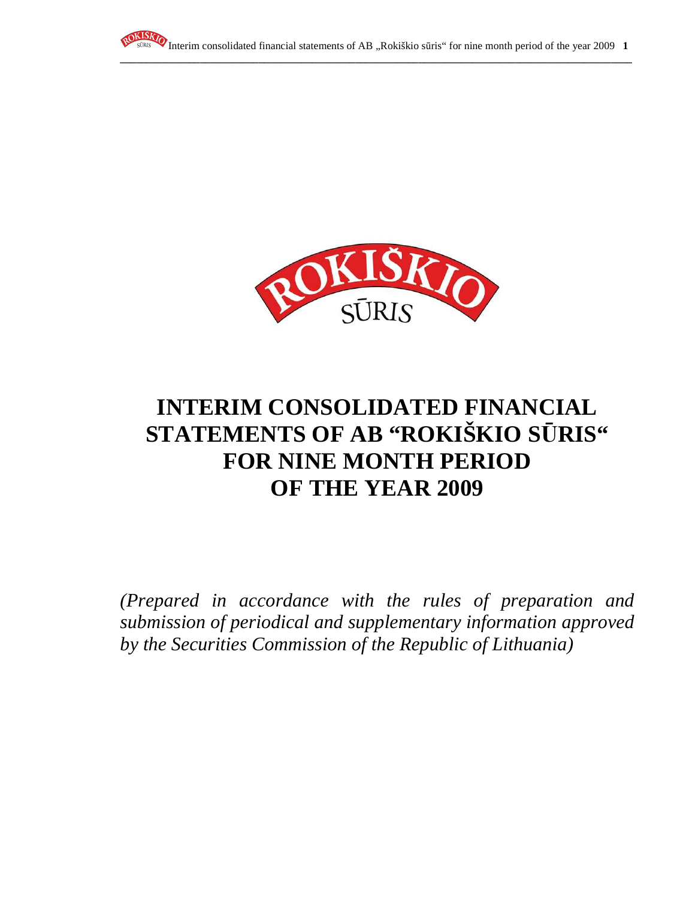# INTERIM CONSOLIDATED FINANCIAL STATEMENTS OF AB "ROKIŠKIO SŪRIS" FOR NINE MONTH PERIOD OF THE YEAR 2009

*(Prepared in accordance with the rules of preparation and submission of periodical and supplementary information approved by the Securities Commission of the Republic of Lithuania)*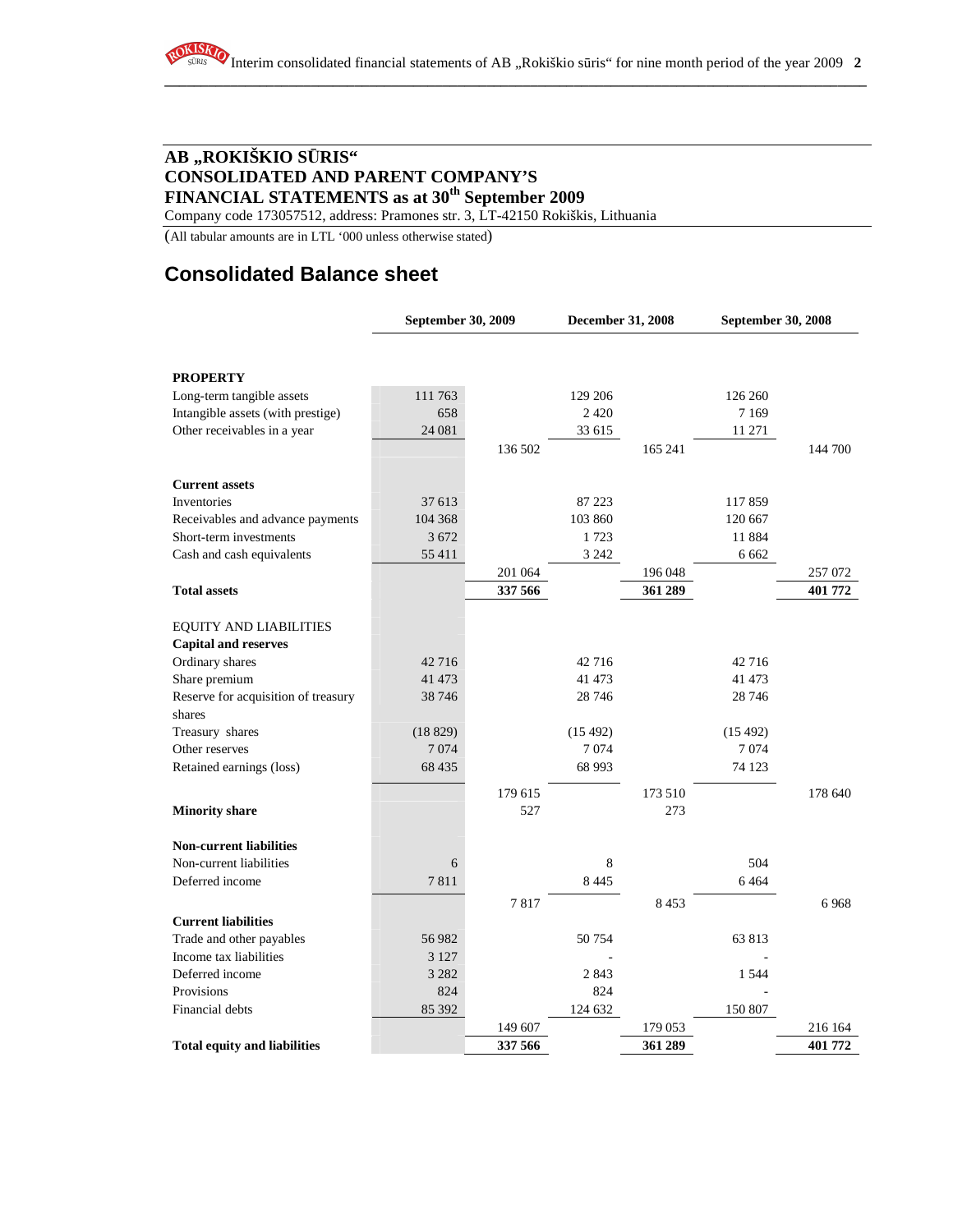# AB „ROKIŠKIO SŪRIS“
# CONSOLIDATED AND PARENT COMPANY'S FINANCIAL STATEMENTS as at 30th September 2009

Company code 173057512, address: Pramones str. 3, LT-42150 Rokiškis, Lithuania

(All tabular amounts are in LTL '000 unless otherwise stated)

## Consolidated Balance sheet

| | September 30, 2009 | | December 31, 2008 | | September 30, 2008 | |
|---|---|---|---|---|---|---|
| **PROPERTY** | | | | | | |
| Long-term tangible assets | 111 763 | | 129 206 | | 126 260 | |
| Intangible assets (with prestige) | 658 | | 2 420 | | 7 169 | |
| Other receivables in a year | 24 081 | | 33 615 | | 11 271 | |
| | | 136 502 | | 165 241 | | 144 700 |
| **Current assets** | | | | | | |
| Inventories | 37 613 | | 87 223 | | 117 859 | |
| Receivables and advance payments | 104 368 | | 103 860 | | 120 667 | |
| Short-term investments | 3 672 | | 1 723 | | 11 884 | |
| Cash and cash equivalents | 55 411 | | 3 242 | | 6 662 | |
| | | 201 064 | | 196 048 | | 257 072 |
| **Total assets** | | **337 566** | | **361 289** | | **401 772** |
| EQUITY AND LIABILITIES | | | | | | |
| **Capital and reserves** | | | | | | |
| Ordinary shares | 42 716 | | 42 716 | | 42 716 | |
| Share premium | 41 473 | | 41 473 | | 41 473 | |
| Reserve for acquisition of treasury shares | 38 746 | | 28 746 | | 28 746 | |
| Treasury shares | (18 829) | | (15 492) | | (15 492) | |
| Other reserves | 7 074 | | 7 074 | | 7 074 | |
| Retained earnings (loss) | 68 435 | | 68 993 | | 74 123 | |
| | | 179 615 | | 173 510 | | 178 640 |
| **Minority share** | | 527 | | 273 | | |
| **Non-current liabilities** | | | | | | |
| Non-current liabilities | 6 | | 8 | | 504 | |
| Deferred income | 7 811 | | 8 445 | | 6 464 | |
| | | 7 817 | | 8 453 | | 6 968 |
| **Current liabilities** | | | | | | |
| Trade and other payables | 56 982 | | 50 754 | | 63 813 | |
| Income tax liabilities | 3 127 | | - | | - | |
| Deferred income | 3 282 | | 2 843 | | 1 544 | |
| Provisions | 824 | | 824 | | - | |
| Financial debts | 85 392 | | 124 632 | | 150 807 | |
| | | 149 607 | | 179 053 | | 216 164 |
| **Total equity and liabilities** | | **337 566** | | **361 289** | | **401 772** |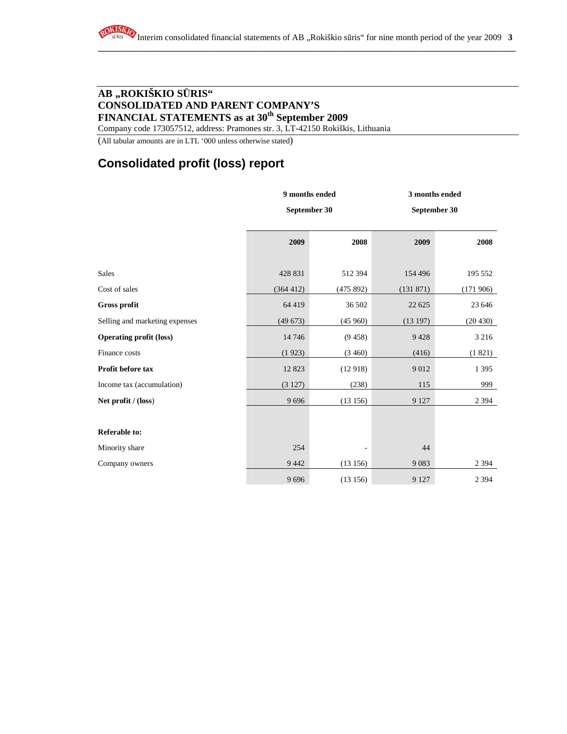## AB „ROKIŠKIO SŪRIS"
## CONSOLIDATED AND PARENT COMPANY'S FINANCIAL STATEMENTS as at 30th September 2009

Company code 173057512, address: Pramones str. 3, LT-42150 Rokiškis, Lithuania

(All tabular amounts are in LTL '000 unless otherwise stated)

# Consolidated profit (loss) report

| | 9 months ended September 30 | | 3 months ended September 30 | |
|---|---|---|---|---|
| | **2009** | **2008** | **2009** | **2008** |
| Sales | 428 831 | 512 394 | 154 496 | 195 552 |
| Cost of sales | (364 412) | (475 892) | (131 871) | (171 906) |
| **Gross profit** | 64 419 | 36 502 | 22 625 | 23 646 |
| Selling and marketing expenses | (49 673) | (45 960) | (13 197) | (20 430) |
| **Operating profit (loss)** | 14 746 | (9 458) | 9 428 | 3 216 |
| Finance costs | (1 923) | (3 460) | (416) | (1 821) |
| **Profit before tax** | 12 823 | (12 918) | 9 012 | 1 395 |
| Income tax (accumulation) | (3 127) | (238) | 115 | 999 |
| **Net profit / (loss)** | 9 696 | (13 156) | 9 127 | 2 394 |
| | | | | |
| **Referable to:** | | | | |
| Minority share | 254 | - | 44 | |
| Company owners | 9 442 | (13 156) | 9 083 | 2 394 |
| | 9 696 | (13 156) | 9 127 | 2 394 |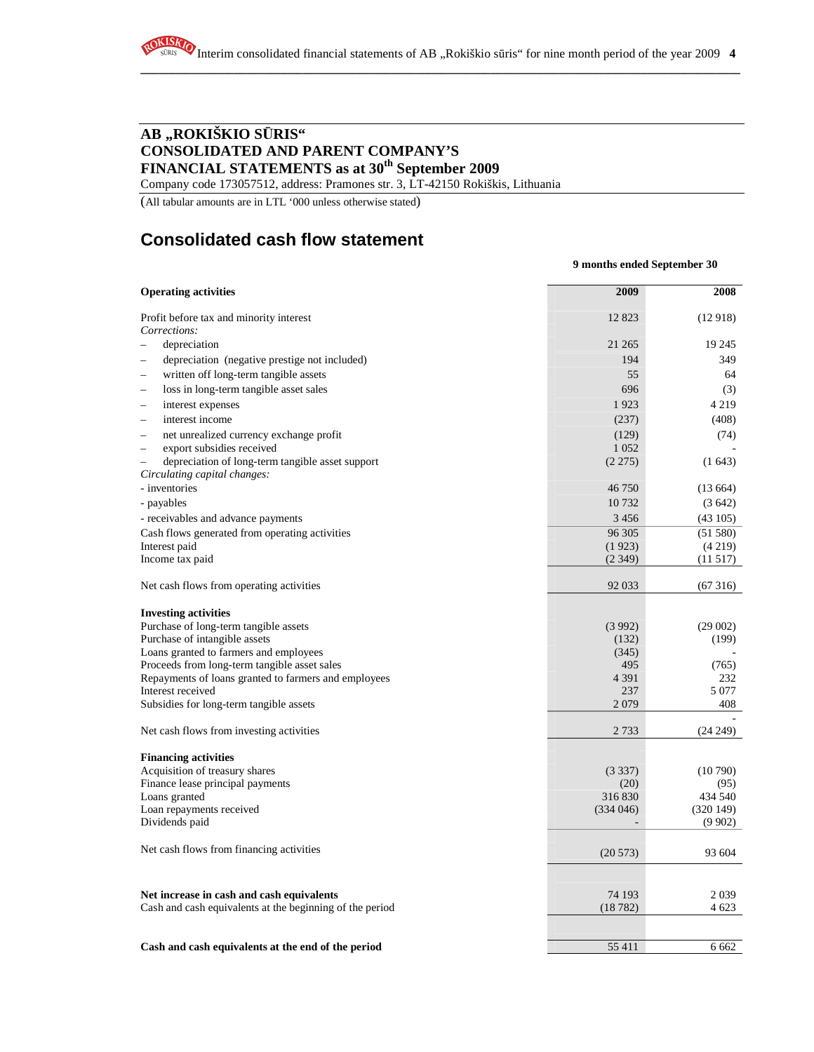## AB „ROKIŠKIO SŪRIS“
## CONSOLIDATED AND PARENT COMPANY'S FINANCIAL STATEMENTS as at 30th September 2009

Company code 173057512, address: Pramones str. 3, LT-42150 Rokiškis, Lithuania

(All tabular amounts are in LTL '000 unless otherwise stated)

# Consolidated cash flow statement

| | 9 months ended September 30 | |
|---|---|---|
| **Operating activities** | **2009** | **2008** |
| Profit before tax and minority interest | 12 823 | (12 918) |
| *Corrections:* | | |
| – depreciation | 21 265 | 19 245 |
| – depreciation (negative prestige not included) | 194 | 349 |
| – written off long-term tangible assets | 55 | 64 |
| – loss in long-term tangible asset sales | 696 | (3) |
| – interest expenses | 1 923 | 4 219 |
| – interest income | (237) | (408) |
| – net unrealized currency exchange profit | (129) | (74) |
| – export subsidies received | 1 052 | - |
| – depreciation of long-term tangible asset support | (2 275) | (1 643) |
| *Circulating capital changes:* | | |
| - inventories | 46 750 | (13 664) |
| - payables | 10 732 | (3 642) |
| - receivables and advance payments | 3 456 | (43 105) |
| Cash flows generated from operating activities | 96 305 | (51 580) |
| Interest paid | (1 923) | (4 219) |
| Income tax paid | (2 349) | (11 517) |
| Net cash flows from operating activities | 92 033 | (67 316) |
| **Investing activities** | | |
| Purchase of long-term tangible assets | (3 992) | (29 002) |
| Purchase of intangible assets | (132) | (199) |
| Loans granted to farmers and employees | (345) | - |
| Proceeds from long-term tangible asset sales | 495 | (765) |
| Repayments of loans granted to farmers and employees | 4 391 | 232 |
| Interest received | 237 | 5 077 |
| Subsidies for long-term tangible assets | 2 079 | 408 |
| | | - |
| Net cash flows from investing activities | 2 733 | (24 249) |
| **Financing activities** | | |
| Acquisition of treasury shares | (3 337) | (10 790) |
| Finance lease principal payments | (20) | (95) |
| Loans granted | 316 830 | 434 540 |
| Loan repayments received | (334 046) | (320 149) |
| Dividends paid | - | (9 902) |
| Net cash flows from financing activities | (20 573) | 93 604 |
| **Net increase in cash and cash equivalents** | 74 193 | 2 039 |
| Cash and cash equivalents at the beginning of the period | (18 782) | 4 623 |
| **Cash and cash equivalents at the end of the period** | 55 411 | 6 662 |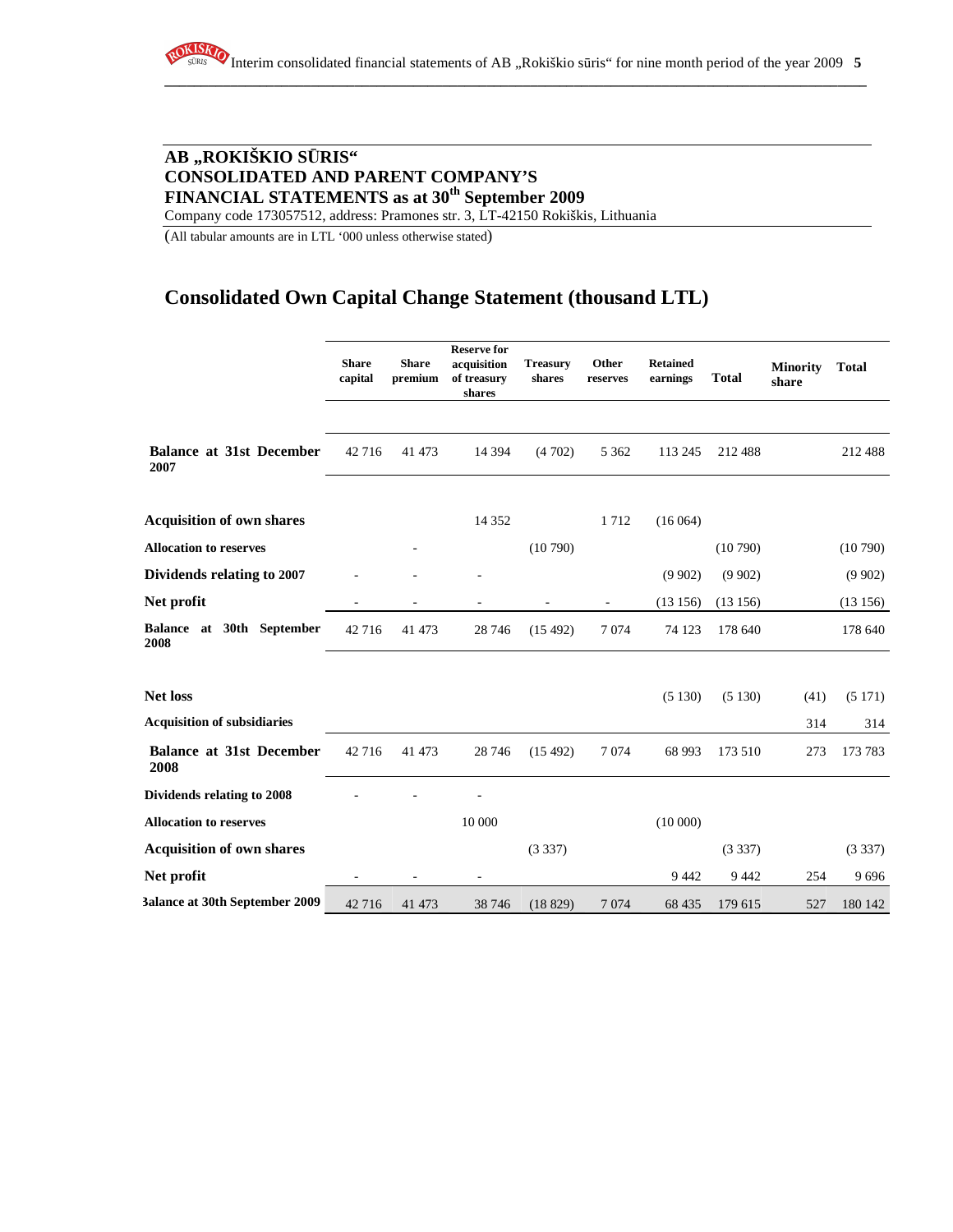# AB „ROKIŠKIO SŪRIS“
# CONSOLIDATED AND PARENT COMPANY’S FINANCIAL STATEMENTS as at 30th September 2009

Company code 173057512, address: Pramones str. 3, LT-42150 Rokiškis, Lithuania

(All tabular amounts are in LTL ‘000 unless otherwise stated)

## Consolidated Own Capital Change Statement (thousand LTL)

| | Share capital | Share premium | Reserve for acquisition of treasury shares | Treasury shares | Other reserves | Retained earnings | Total | Minority share | Total |
|---|---|---|---|---|---|---|---|---|---|
| **Balance at 31st December 2007** | 42 716 | 41 473 | 14 394 | (4 702) | 5 362 | 113 245 | 212 488 | | 212 488 |
| **Acquisition of own shares** | | | 14 352 | | 1 712 | (16 064) | | | |
| **Allocation to reserves** | | - | | (10 790) | | | (10 790) | | (10 790) |
| **Dividends relating to 2007** | - | - | - | | | (9 902) | (9 902) | | (9 902) |
| **Net profit** | - | - | - | - | - | (13 156) | (13 156) | | (13 156) |
| **Balance at 30th September 2008** | 42 716 | 41 473 | 28 746 | (15 492) | 7 074 | 74 123 | 178 640 | | 178 640 |
| **Net loss** | | | | | | (5 130) | (5 130) | (41) | (5 171) |
| **Acquisition of subsidiaries** | | | | | | | | 314 | 314 |
| **Balance at 31st December 2008** | 42 716 | 41 473 | 28 746 | (15 492) | 7 074 | 68 993 | 173 510 | 273 | 173 783 |
| **Dividends relating to 2008** | - | - | - | | | | | | |
| **Allocation to reserves** | | | 10 000 | | | (10 000) | | | |
| **Acquisition of own shares** | | | | (3 337) | | | (3 337) | | (3 337) |
| **Net profit** | - | - | - | | | 9 442 | 9 442 | 254 | 9 696 |
| **Balance at 30th September 2009** | 42 716 | 41 473 | 38 746 | (18 829) | 7 074 | 68 435 | 179 615 | 527 | 180 142 |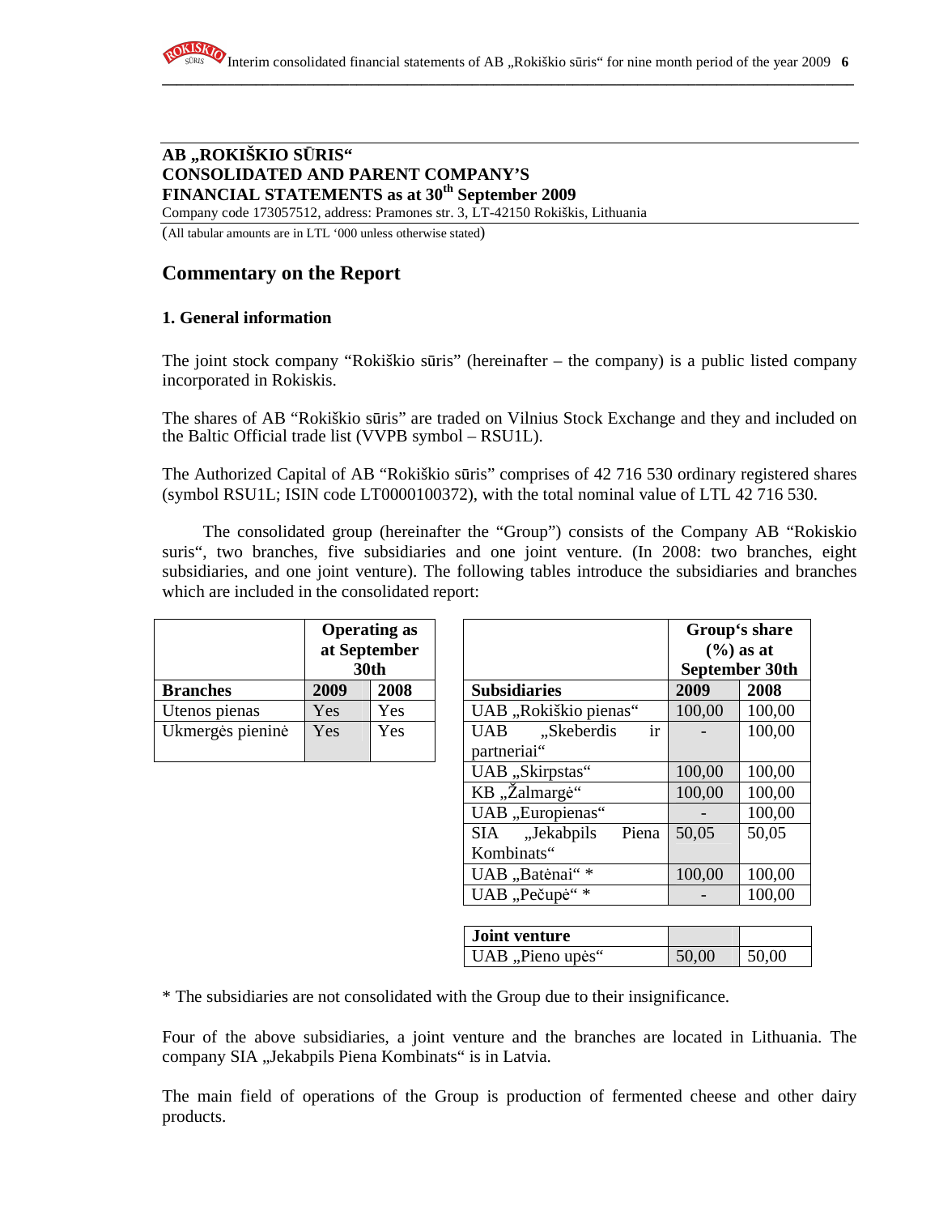**AB „ROKIŠKIO SŪRIS“**
**CONSOLIDATED AND PARENT COMPANY'S**
**FINANCIAL STATEMENTS as at 30th September 2009**
Company code 173057512, address: Pramones str. 3, LT-42150 Rokiškis, Lithuania

(All tabular amounts are in LTL '000 unless otherwise stated)

## Commentary on the Report

### 1. General information

The joint stock company "Rokiškio sūris" (hereinafter – the company) is a public listed company incorporated in Rokiskis.

The shares of AB "Rokiškio sūris" are traded on Vilnius Stock Exchange and they and included on the Baltic Official trade list (VVPB symbol – RSU1L).

The Authorized Capital of AB "Rokiškio sūris" comprises of 42 716 530 ordinary registered shares (symbol RSU1L; ISIN code LT0000100372), with the total nominal value of LTL 42 716 530.

The consolidated group (hereinafter the "Group") consists of the Company AB "Rokiskio suris", two branches, five subsidiaries and one joint venture. (In 2008: two branches, eight subsidiaries, and one joint venture). The following tables introduce the subsidiaries and branches which are included in the consolidated report:

| | Operating as at September 30th | |
|---|---|---|
| **Branches** | **2009** | **2008** |
| Utenos pienas | Yes | Yes |
| Ukmergės pieninė | Yes | Yes |

| | Group's share (%) as at September 30th | |
|---|---|---|
| **Subsidiaries** | **2009** | **2008** |
| UAB „Rokiškio pienas“ | 100,00 | 100,00 |
| UAB „Skeberdis ir partneriai“ | - | 100,00 |
| UAB „Skirpstas“ | 100,00 | 100,00 |
| KB „Žalmargė“ | 100,00 | 100,00 |
| UAB „Europienas“ | - | 100,00 |
| SIA „Jekabpils Piena Kombinats“ | 50,05 | 50,05 |
| UAB „Batėnai“ * | 100,00 | 100,00 |
| UAB „Pečupė“ * | - | 100,00 |
| **Joint venture** | | |
| UAB „Pieno upės“ | 50,00 | 50,00 |

* The subsidiaries are not consolidated with the Group due to their insignificance.

Four of the above subsidiaries, a joint venture and the branches are located in Lithuania. The company SIA „Jekabpils Piena Kombinats“ is in Latvia.

The main field of operations of the Group is production of fermented cheese and other dairy products.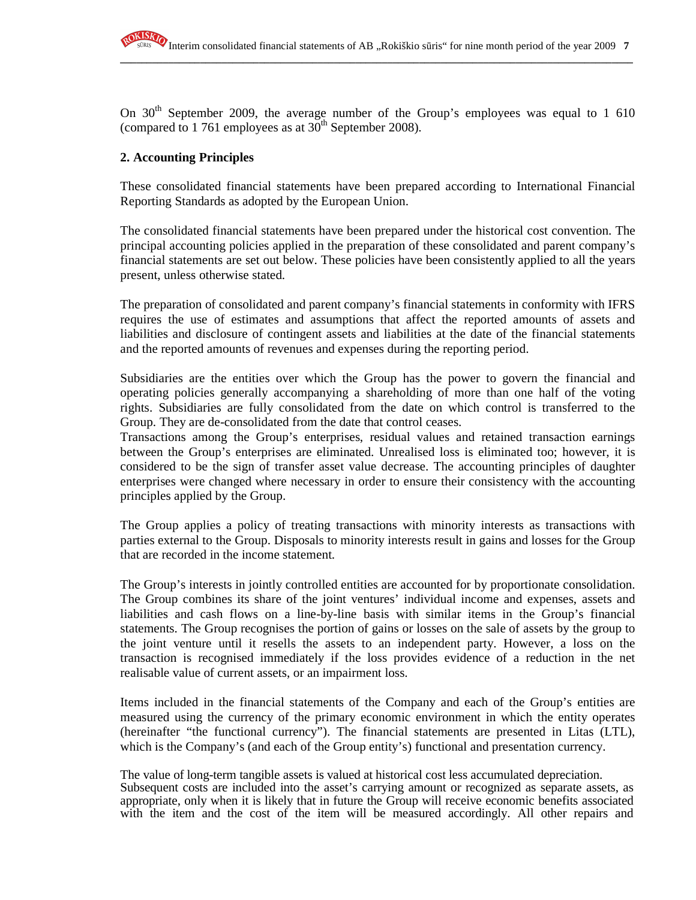On 30th September 2009, the average number of the Group's employees was equal to 1 610 (compared to 1 761 employees as at 30th September 2008).

**2. Accounting Principles**

These consolidated financial statements have been prepared according to International Financial Reporting Standards as adopted by the European Union.

The consolidated financial statements have been prepared under the historical cost convention. The principal accounting policies applied in the preparation of these consolidated and parent company's financial statements are set out below. These policies have been consistently applied to all the years present, unless otherwise stated.

The preparation of consolidated and parent company's financial statements in conformity with IFRS requires the use of estimates and assumptions that affect the reported amounts of assets and liabilities and disclosure of contingent assets and liabilities at the date of the financial statements and the reported amounts of revenues and expenses during the reporting period.

Subsidiaries are the entities over which the Group has the power to govern the financial and operating policies generally accompanying a shareholding of more than one half of the voting rights. Subsidiaries are fully consolidated from the date on which control is transferred to the Group. They are de-consolidated from the date that control ceases.
Transactions among the Group's enterprises, residual values and retained transaction earnings between the Group's enterprises are eliminated. Unrealised loss is eliminated too; however, it is considered to be the sign of transfer asset value decrease. The accounting principles of daughter enterprises were changed where necessary in order to ensure their consistency with the accounting principles applied by the Group.

The Group applies a policy of treating transactions with minority interests as transactions with parties external to the Group. Disposals to minority interests result in gains and losses for the Group that are recorded in the income statement.

The Group's interests in jointly controlled entities are accounted for by proportionate consolidation. The Group combines its share of the joint ventures' individual income and expenses, assets and liabilities and cash flows on a line-by-line basis with similar items in the Group's financial statements. The Group recognises the portion of gains or losses on the sale of assets by the group to the joint venture until it resells the assets to an independent party. However, a loss on the transaction is recognised immediately if the loss provides evidence of a reduction in the net realisable value of current assets, or an impairment loss.

Items included in the financial statements of the Company and each of the Group's entities are measured using the currency of the primary economic environment in which the entity operates (hereinafter "the functional currency"). The financial statements are presented in Litas (LTL), which is the Company's (and each of the Group entity's) functional and presentation currency.

The value of long-term tangible assets is valued at historical cost less accumulated depreciation.
Subsequent costs are included into the asset's carrying amount or recognized as separate assets, as appropriate, only when it is likely that in future the Group will receive economic benefits associated with the item and the cost of the item will be measured accordingly. All other repairs and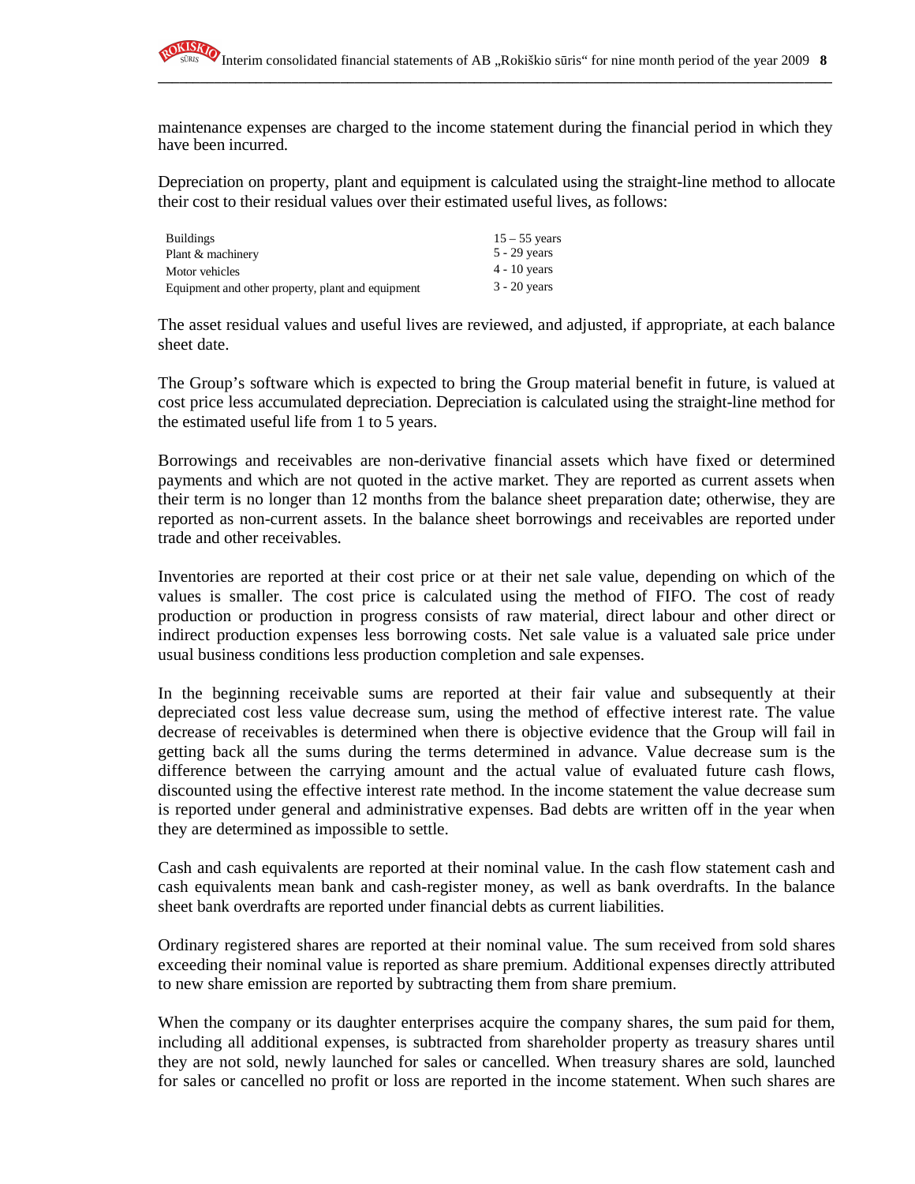maintenance expenses are charged to the income statement during the financial period in which they have been incurred.

Depreciation on property, plant and equipment is calculated using the straight-line method to allocate their cost to their residual values over their estimated useful lives, as follows:

| | |
|---|---|
| Buildings | 15 – 55 years |
| Plant & machinery | 5 - 29 years |
| Motor vehicles | 4 - 10 years |
| Equipment and other property, plant and equipment | 3 - 20 years |

The asset residual values and useful lives are reviewed, and adjusted, if appropriate, at each balance sheet date.

The Group's software which is expected to bring the Group material benefit in future, is valued at cost price less accumulated depreciation. Depreciation is calculated using the straight-line method for the estimated useful life from 1 to 5 years.

Borrowings and receivables are non-derivative financial assets which have fixed or determined payments and which are not quoted in the active market. They are reported as current assets when their term is no longer than 12 months from the balance sheet preparation date; otherwise, they are reported as non-current assets. In the balance sheet borrowings and receivables are reported under trade and other receivables.

Inventories are reported at their cost price or at their net sale value, depending on which of the values is smaller. The cost price is calculated using the method of FIFO. The cost of ready production or production in progress consists of raw material, direct labour and other direct or indirect production expenses less borrowing costs. Net sale value is a valuated sale price under usual business conditions less production completion and sale expenses.

In the beginning receivable sums are reported at their fair value and subsequently at their depreciated cost less value decrease sum, using the method of effective interest rate. The value decrease of receivables is determined when there is objective evidence that the Group will fail in getting back all the sums during the terms determined in advance. Value decrease sum is the difference between the carrying amount and the actual value of evaluated future cash flows, discounted using the effective interest rate method. In the income statement the value decrease sum is reported under general and administrative expenses. Bad debts are written off in the year when they are determined as impossible to settle.

Cash and cash equivalents are reported at their nominal value. In the cash flow statement cash and cash equivalents mean bank and cash-register money, as well as bank overdrafts. In the balance sheet bank overdrafts are reported under financial debts as current liabilities.

Ordinary registered shares are reported at their nominal value. The sum received from sold shares exceeding their nominal value is reported as share premium. Additional expenses directly attributed to new share emission are reported by subtracting them from share premium.

When the company or its daughter enterprises acquire the company shares, the sum paid for them, including all additional expenses, is subtracted from shareholder property as treasury shares until they are not sold, newly launched for sales or cancelled. When treasury shares are sold, launched for sales or cancelled no profit or loss are reported in the income statement. When such shares are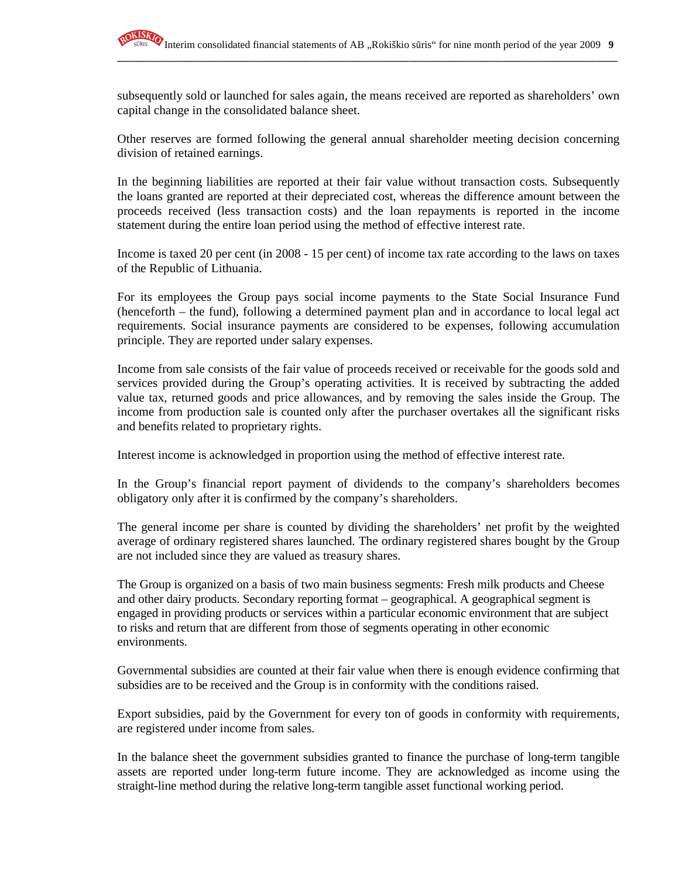subsequently sold or launched for sales again, the means received are reported as shareholders' own capital change in the consolidated balance sheet.

Other reserves are formed following the general annual shareholder meeting decision concerning division of retained earnings.

In the beginning liabilities are reported at their fair value without transaction costs. Subsequently the loans granted are reported at their depreciated cost, whereas the difference amount between the proceeds received (less transaction costs) and the loan repayments is reported in the income statement during the entire loan period using the method of effective interest rate.

Income is taxed 20 per cent (in 2008 - 15 per cent) of income tax rate according to the laws on taxes of the Republic of Lithuania.

For its employees the Group pays social income payments to the State Social Insurance Fund (henceforth – the fund), following a determined payment plan and in accordance to local legal act requirements. Social insurance payments are considered to be expenses, following accumulation principle. They are reported under salary expenses.

Income from sale consists of the fair value of proceeds received or receivable for the goods sold and services provided during the Group's operating activities. It is received by subtracting the added value tax, returned goods and price allowances, and by removing the sales inside the Group. The income from production sale is counted only after the purchaser overtakes all the significant risks and benefits related to proprietary rights.

Interest income is acknowledged in proportion using the method of effective interest rate.

In the Group's financial report payment of dividends to the company's shareholders becomes obligatory only after it is confirmed by the company's shareholders.

The general income per share is counted by dividing the shareholders' net profit by the weighted average of ordinary registered shares launched. The ordinary registered shares bought by the Group are not included since they are valued as treasury shares.

The Group is organized on a basis of two main business segments: Fresh milk products and Cheese and other dairy products. Secondary reporting format – geographical. A geographical segment is engaged in providing products or services within a particular economic environment that are subject to risks and return that are different from those of segments operating in other economic environments.

Governmental subsidies are counted at their fair value when there is enough evidence confirming that subsidies are to be received and the Group is in conformity with the conditions raised.

Export subsidies, paid by the Government for every ton of goods in conformity with requirements, are registered under income from sales.

In the balance sheet the government subsidies granted to finance the purchase of long-term tangible assets are reported under long-term future income. They are acknowledged as income using the straight-line method during the relative long-term tangible asset functional working period.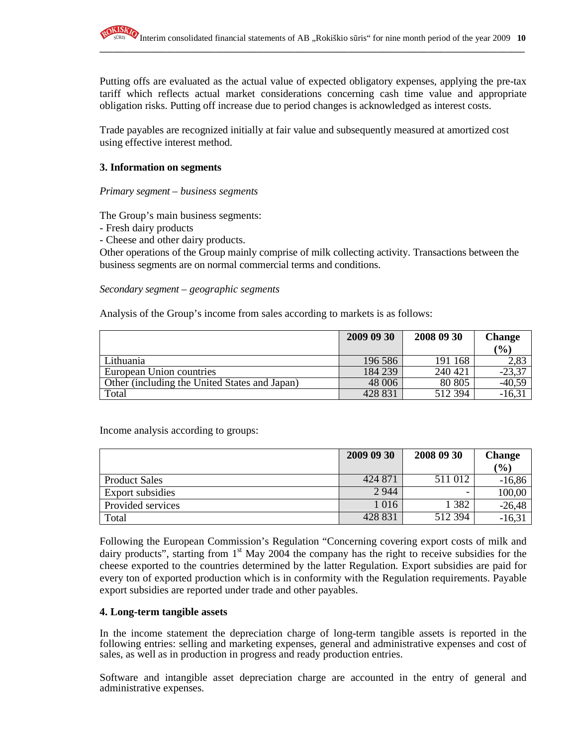Putting offs are evaluated as the actual value of expected obligatory expenses, applying the pre-tax tariff which reflects actual market considerations concerning cash time value and appropriate obligation risks. Putting off increase due to period changes is acknowledged as interest costs.

Trade payables are recognized initially at fair value and subsequently measured at amortized cost using effective interest method.

### 3. Information on segments

*Primary segment – business segments*

The Group's main business segments:
- Fresh dairy products
- Cheese and other dairy products.

Other operations of the Group mainly comprise of milk collecting activity. Transactions between the business segments are on normal commercial terms and conditions.

*Secondary segment – geographic segments*

Analysis of the Group's income from sales according to markets is as follows:

| | 2009 09 30 | 2008 09 30 | Change (%) |
|---|---|---|---|
| Lithuania | 196 586 | 191 168 | 2,83 |
| European Union countries | 184 239 | 240 421 | -23,37 |
| Other (including the United States and Japan) | 48 006 | 80 805 | -40,59 |
| Total | 428 831 | 512 394 | -16,31 |

Income analysis according to groups:

| | 2009 09 30 | 2008 09 30 | Change (%) |
|---|---|---|---|
| Product Sales | 424 871 | 511 012 | -16,86 |
| Export subsidies | 2 944 | - | 100,00 |
| Provided services | 1 016 | 1 382 | -26,48 |
| Total | 428 831 | 512 394 | -16,31 |

Following the European Commission's Regulation "Concerning covering export costs of milk and dairy products", starting from 1st May 2004 the company has the right to receive subsidies for the cheese exported to the countries determined by the latter Regulation. Export subsidies are paid for every ton of exported production which is in conformity with the Regulation requirements. Payable export subsidies are reported under trade and other payables.

### 4. Long-term tangible assets

In the income statement the depreciation charge of long-term tangible assets is reported in the following entries: selling and marketing expenses, general and administrative expenses and cost of sales, as well as in production in progress and ready production entries.

Software and intangible asset depreciation charge are accounted in the entry of general and administrative expenses.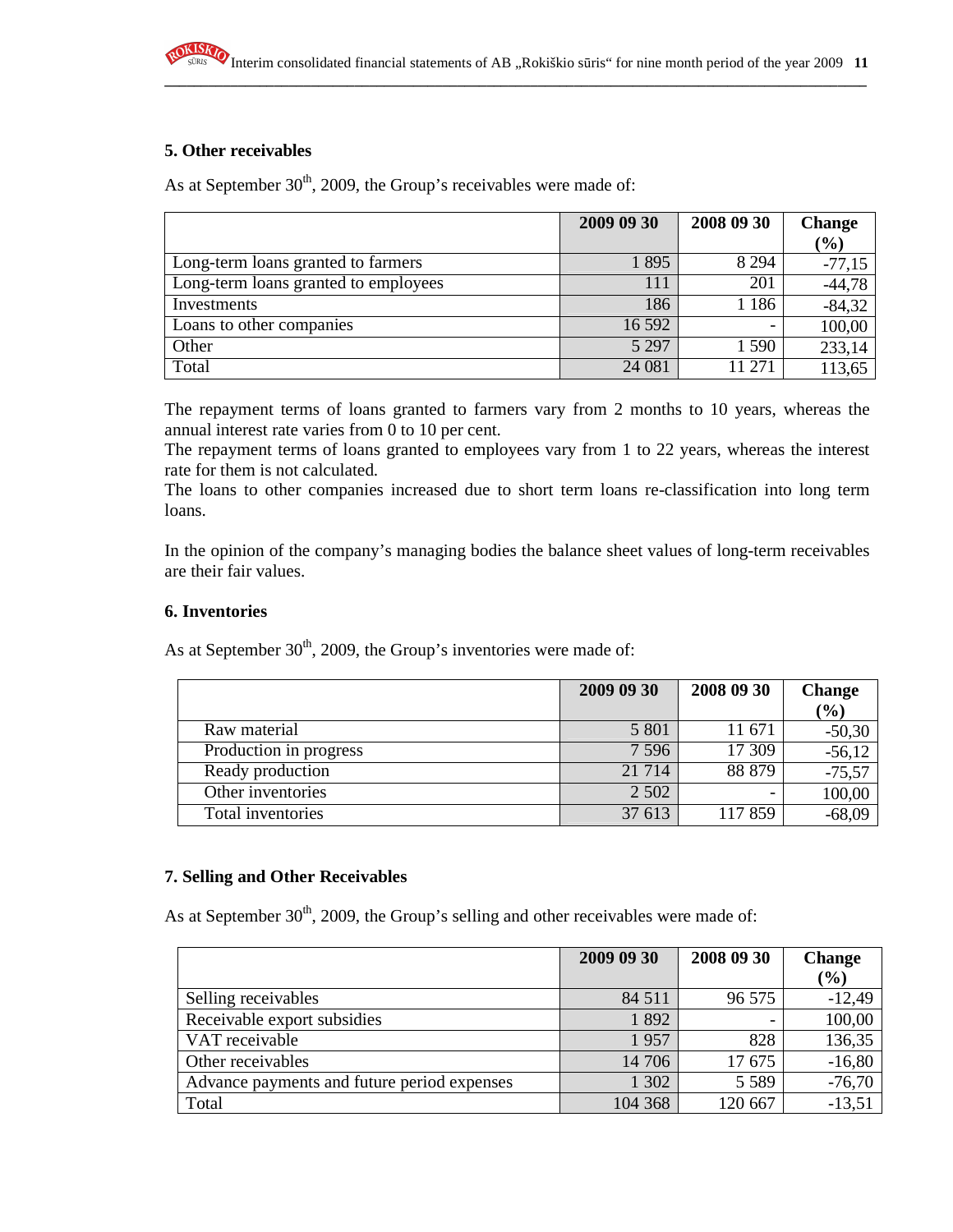## 5. Other receivables

As at September 30th, 2009, the Group's receivables were made of:

| | 2009 09 30 | 2008 09 30 | Change (%) |
|---|---|---|---|
| Long-term loans granted to farmers | 1 895 | 8 294 | -77,15 |
| Long-term loans granted to employees | 111 | 201 | -44,78 |
| Investments | 186 | 1 186 | -84,32 |
| Loans to other companies | 16 592 | - | 100,00 |
| Other | 5 297 | 1 590 | 233,14 |
| Total | 24 081 | 11 271 | 113,65 |

The repayment terms of loans granted to farmers vary from 2 months to 10 years, whereas the annual interest rate varies from 0 to 10 per cent.
The repayment terms of loans granted to employees vary from 1 to 22 years, whereas the interest rate for them is not calculated.
The loans to other companies increased due to short term loans re-classification into long term loans.

In the opinion of the company's managing bodies the balance sheet values of long-term receivables are their fair values.

## 6. Inventories

As at September 30th, 2009, the Group's inventories were made of:

| | 2009 09 30 | 2008 09 30 | Change (%) |
|---|---|---|---|
| Raw material | 5 801 | 11 671 | -50,30 |
| Production in progress | 7 596 | 17 309 | -56,12 |
| Ready production | 21 714 | 88 879 | -75,57 |
| Other inventories | 2 502 | - | 100,00 |
| Total inventories | 37 613 | 117 859 | -68,09 |

## 7. Selling and Other Receivables

As at September 30th, 2009, the Group's selling and other receivables were made of:

| | 2009 09 30 | 2008 09 30 | Change (%) |
|---|---|---|---|
| Selling receivables | 84 511 | 96 575 | -12,49 |
| Receivable export subsidies | 1 892 | - | 100,00 |
| VAT receivable | 1 957 | 828 | 136,35 |
| Other receivables | 14 706 | 17 675 | -16,80 |
| Advance payments and future period expenses | 1 302 | 5 589 | -76,70 |
| Total | 104 368 | 120 667 | -13,51 |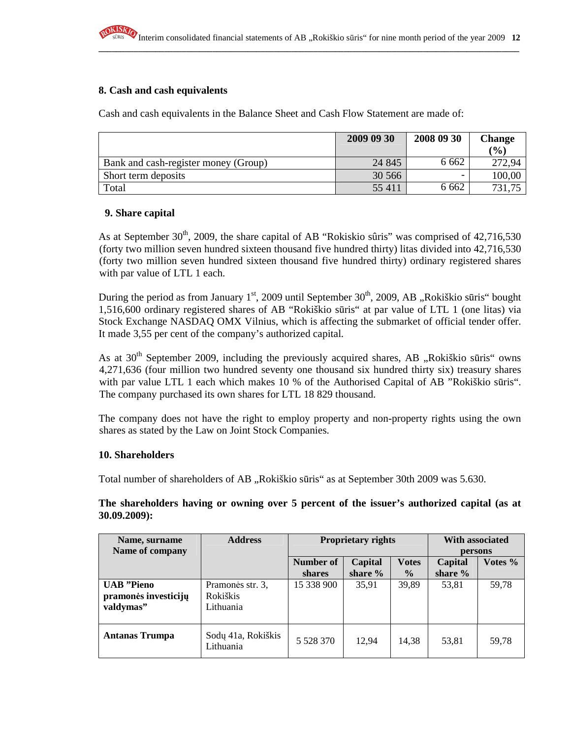## 8. Cash and cash equivalents

Cash and cash equivalents in the Balance Sheet and Cash Flow Statement are made of:

| | 2009 09 30 | 2008 09 30 | Change (%) |
|---|---|---|---|
| Bank and cash-register money (Group) | 24 845 | 6 662 | 272,94 |
| Short term deposits | 30 566 | - | 100,00 |
| Total | 55 411 | 6 662 | 731,75 |

## 9. Share capital

As at September 30th, 2009, the share capital of AB "Rokiskio sûris" was comprised of 42,716,530 (forty two million seven hundred sixteen thousand five hundred thirty) litas divided into 42,716,530 (forty two million seven hundred sixteen thousand five hundred thirty) ordinary registered shares with par value of LTL 1 each.

During the period as from January 1st, 2009 until September 30th, 2009, AB „Rokiškio sūris" bought 1,516,600 ordinary registered shares of AB "Rokiškio sūris" at par value of LTL 1 (one litas) via Stock Exchange NASDAQ OMX Vilnius, which is affecting the submarket of official tender offer. It made 3,55 per cent of the company's authorized capital.

As at 30th September 2009, including the previously acquired shares, AB „Rokiškio sūris" owns 4,271,636 (four million two hundred seventy one thousand six hundred thirty six) treasury shares with par value LTL 1 each which makes 10 % of the Authorised Capital of AB "Rokiškio sūris". The company purchased its own shares for LTL 18 829 thousand.

The company does not have the right to employ property and non-property rights using the own shares as stated by the Law on Joint Stock Companies.

## 10. Shareholders

Total number of shareholders of AB „Rokiškio sūris" as at September 30th 2009 was 5.630.

**The shareholders having or owning over 5 percent of the issuer's authorized capital (as at 30.09.2009):**

| Name, surname Name of company | Address | Proprietary rights | | | With associated persons | |
|---|---|---|---|---|---|---|
| | | Number of shares | Capital share % | Votes % | Capital share % | Votes % |
| **UAB "Pieno pramonės investicijų valdymas"** | Pramonės str. 3, Rokiškis Lithuania | 15 338 900 | 35,91 | 39,89 | 53,81 | 59,78 |
| **Antanas Trumpa** | Sodų 41a, Rokiškis Lithuania | 5 528 370 | 12,94 | 14,38 | 53,81 | 59,78 |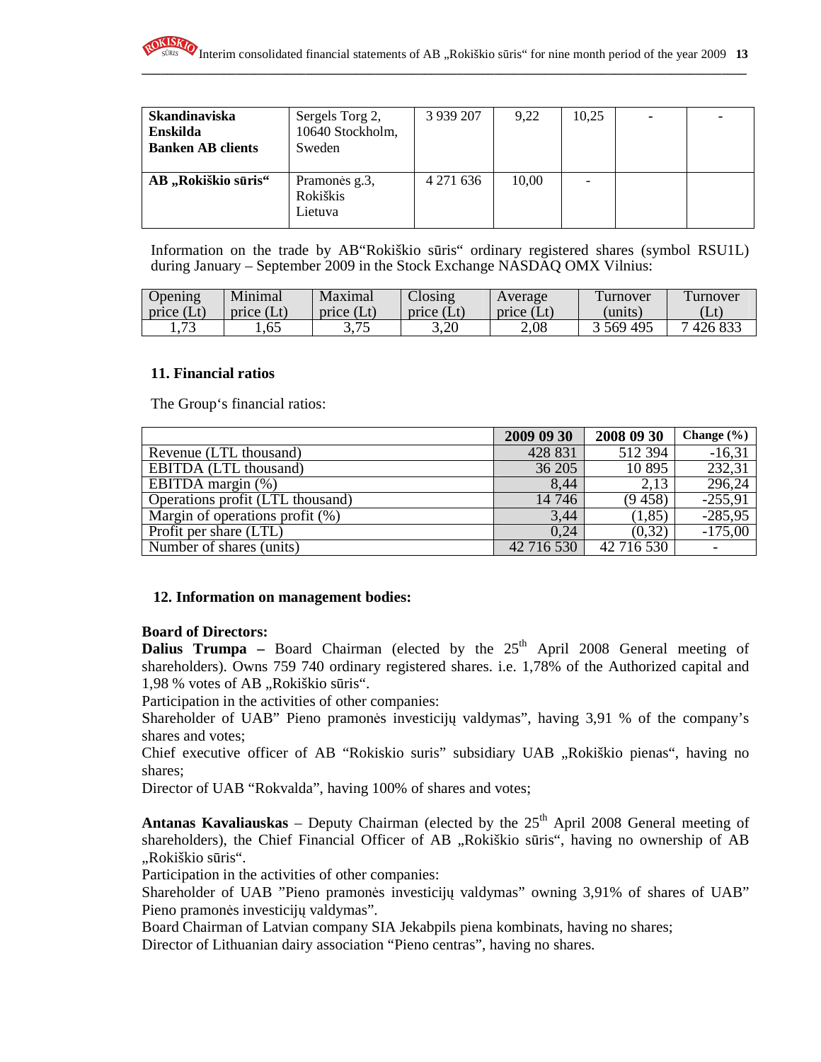| | | | | | | |
|---|---|---|---|---|---|---|
| **Skandinaviska Enskilda Banken AB clients** | Sergels Torg 2, 10640 Stockholm, Sweden | 3 939 207 | 9,22 | 10,25 | - | - |
| **AB „Rokiškio sūris“** | Pramonės g.3, Rokiškis Lietuva | 4 271 636 | 10,00 | - | | |

Information on the trade by AB“Rokiškio sūris“ ordinary registered shares (symbol RSU1L) during January – September 2009 in the Stock Exchange NASDAQ OMX Vilnius:

| Opening price (Lt) | Minimal price (Lt) | Maximal price (Lt) | Closing price (Lt) | Average price (Lt) | Turnover (units) | Turnover (Lt) |
|---|---|---|---|---|---|---|
| 1,73 | 1,65 | 3,75 | 3,20 | 2,08 | 3 569 495 | 7 426 833 |

### 11. Financial ratios

The Group‘s financial ratios:

| | 2009 09 30 | 2008 09 30 | Change (%) |
|---|---|---|---|
| Revenue (LTL thousand) | 428 831 | 512 394 | -16,31 |
| EBITDA (LTL thousand) | 36 205 | 10 895 | 232,31 |
| EBITDA margin (%) | 8,44 | 2,13 | 296,24 |
| Operations profit (LTL thousand) | 14 746 | (9 458) | -255,91 |
| Margin of operations profit (%) | 3,44 | (1,85) | -285,95 |
| Profit per share (LTL) | 0,24 | (0,32) | -175,00 |
| Number of shares (units) | 42 716 530 | 42 716 530 | - |

### 12. Information on management bodies:

**Board of Directors:**

**Dalius Trumpa –** Board Chairman (elected by the 25th April 2008 General meeting of shareholders). Owns 759 740 ordinary registered shares. i.e. 1,78% of the Authorized capital and 1,98 % votes of AB „Rokiškio sūris“.

Participation in the activities of other companies:

Shareholder of UAB” Pieno pramonės investicijų valdymas”, having 3,91 % of the company’s shares and votes;

Chief executive officer of AB “Rokiskio suris” subsidiary UAB „Rokiškio pienas“, having no shares;

Director of UAB “Rokvalda”, having 100% of shares and votes;

**Antanas Kavaliauskas** – Deputy Chairman (elected by the 25th April 2008 General meeting of shareholders), the Chief Financial Officer of AB „Rokiškio sūris“, having no ownership of AB „Rokiškio sūris“.

Participation in the activities of other companies:

Shareholder of UAB ”Pieno pramonės investicijų valdymas” owning 3,91% of shares of UAB” Pieno pramonės investicijų valdymas”.

Board Chairman of Latvian company SIA Jekabpils piena kombinats, having no shares;

Director of Lithuanian dairy association “Pieno centras”, having no shares.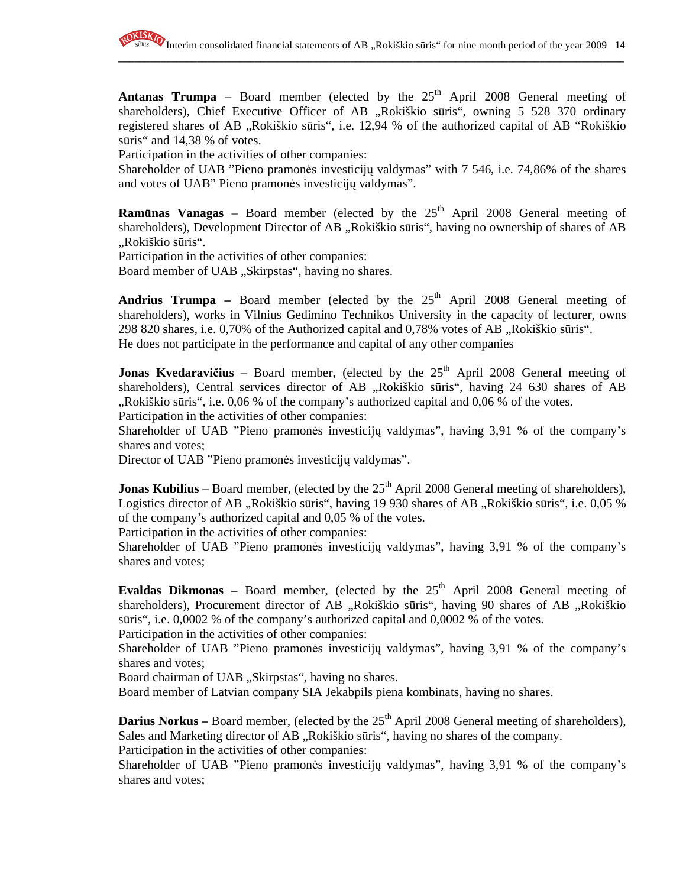**Antanas Trumpa** – Board member (elected by the 25th April 2008 General meeting of shareholders), Chief Executive Officer of AB „Rokiškio sūris", owning 5 528 370 ordinary registered shares of AB „Rokiškio sūris", i.e. 12,94 % of the authorized capital of AB "Rokiškio sūris" and 14,38 % of votes.
Participation in the activities of other companies:
Shareholder of UAB "Pieno pramonės investicijų valdymas" with 7 546, i.e. 74,86% of the shares and votes of UAB" Pieno pramonės investicijų valdymas".

**Ramūnas Vanagas** – Board member (elected by the 25th April 2008 General meeting of shareholders), Development Director of AB „Rokiškio sūris", having no ownership of shares of AB „Rokiškio sūris".
Participation in the activities of other companies:
Board member of UAB „Skirpstas", having no shares.

**Andrius Trumpa –** Board member (elected by the 25th April 2008 General meeting of shareholders), works in Vilnius Gedimino Technikos University in the capacity of lecturer, owns 298 820 shares, i.e. 0,70% of the Authorized capital and 0,78% votes of AB „Rokiškio sūris".
He does not participate in the performance and capital of any other companies

**Jonas Kvedaravičius** – Board member, (elected by the 25th April 2008 General meeting of shareholders), Central services director of AB „Rokiškio sūris", having 24 630 shares of AB „Rokiškio sūris", i.e. 0,06 % of the company's authorized capital and 0,06 % of the votes.
Participation in the activities of other companies:
Shareholder of UAB "Pieno pramonės investicijų valdymas", having 3,91 % of the company's shares and votes;
Director of UAB "Pieno pramonės investicijų valdymas".

**Jonas Kubilius** – Board member, (elected by the 25th April 2008 General meeting of shareholders), Logistics director of AB „Rokiškio sūris", having 19 930 shares of AB „Rokiškio sūris", i.e. 0,05 % of the company's authorized capital and 0,05 % of the votes.
Participation in the activities of other companies:
Shareholder of UAB "Pieno pramonės investicijų valdymas", having 3,91 % of the company's shares and votes;

**Evaldas Dikmonas –** Board member, (elected by the 25th April 2008 General meeting of shareholders), Procurement director of AB „Rokiškio sūris", having 90 shares of AB „Rokiškio sūris", i.e. 0,0002 % of the company's authorized capital and 0,0002 % of the votes.
Participation in the activities of other companies:
Shareholder of UAB "Pieno pramonės investicijų valdymas", having 3,91 % of the company's shares and votes;
Board chairman of UAB „Skirpstas", having no shares.
Board member of Latvian company SIA Jekabpils piena kombinats, having no shares.

**Darius Norkus –** Board member, (elected by the 25th April 2008 General meeting of shareholders), Sales and Marketing director of AB „Rokiškio sūris", having no shares of the company.
Participation in the activities of other companies:
Shareholder of UAB "Pieno pramonės investicijų valdymas", having 3,91 % of the company's shares and votes;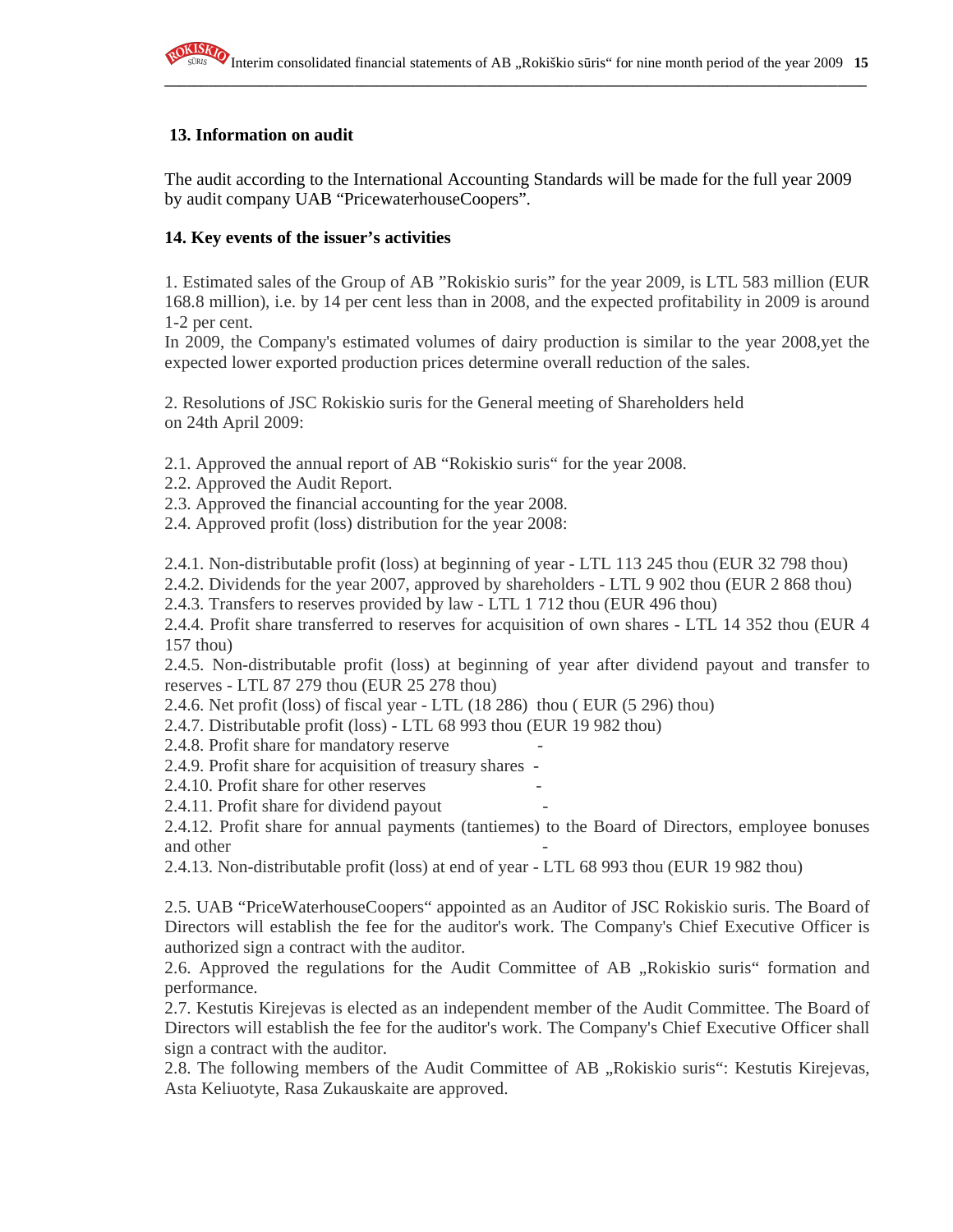## 13. Information on audit

The audit according to the International Accounting Standards will be made for the full year 2009 by audit company UAB “PricewaterhouseCoopers”.

## 14. Key events of the issuer’s activities

1. Estimated sales of the Group of AB ”Rokiskio suris” for the year 2009, is LTL 583 million (EUR 168.8 million), i.e. by 14 per cent less than in 2008, and the expected profitability in 2009 is around 1-2 per cent.
In 2009, the Company's estimated volumes of dairy production is similar to the year 2008,yet the expected lower exported production prices determine overall reduction of the sales.

2. Resolutions of JSC Rokiskio suris for the General meeting of Shareholders held on 24th April 2009:

2.1. Approved the annual report of AB “Rokiskio suris“ for the year 2008.
2.2. Approved the Audit Report.
2.3. Approved the financial accounting for the year 2008.
2.4. Approved profit (loss) distribution for the year 2008:

2.4.1. Non-distributable profit (loss) at beginning of year - LTL 113 245 thou (EUR 32 798 thou)
2.4.2. Dividends for the year 2007, approved by shareholders - LTL 9 902 thou (EUR 2 868 thou)
2.4.3. Transfers to reserves provided by law - LTL 1 712 thou (EUR 496 thou)
2.4.4. Profit share transferred to reserves for acquisition of own shares - LTL 14 352 thou (EUR 4 157 thou)
2.4.5. Non-distributable profit (loss) at beginning of year after dividend payout and transfer to reserves - LTL 87 279 thou (EUR 25 278 thou)
2.4.6. Net profit (loss) of fiscal year - LTL (18 286) thou ( EUR (5 296) thou)
2.4.7. Distributable profit (loss) - LTL 68 993 thou (EUR 19 982 thou)
2.4.8. Profit share for mandatory reserve -
2.4.9. Profit share for acquisition of treasury shares -
2.4.10. Profit share for other reserves -
2.4.11. Profit share for dividend payout -
2.4.12. Profit share for annual payments (tantiemes) to the Board of Directors, employee bonuses and other -
2.4.13. Non-distributable profit (loss) at end of year - LTL 68 993 thou (EUR 19 982 thou)

2.5. UAB “PriceWaterhouseCoopers“ appointed as an Auditor of JSC Rokiskio suris. The Board of Directors will establish the fee for the auditor's work. The Company's Chief Executive Officer is authorized sign a contract with the auditor.
2.6. Approved the regulations for the Audit Committee of AB „Rokiskio suris“ formation and performance.
2.7. Kestutis Kirejevas is elected as an independent member of the Audit Committee. The Board of Directors will establish the fee for the auditor's work. The Company's Chief Executive Officer shall sign a contract with the auditor.
2.8. The following members of the Audit Committee of AB „Rokiskio suris“: Kestutis Kirejevas, Asta Keliuotyte, Rasa Zukauskaite are approved.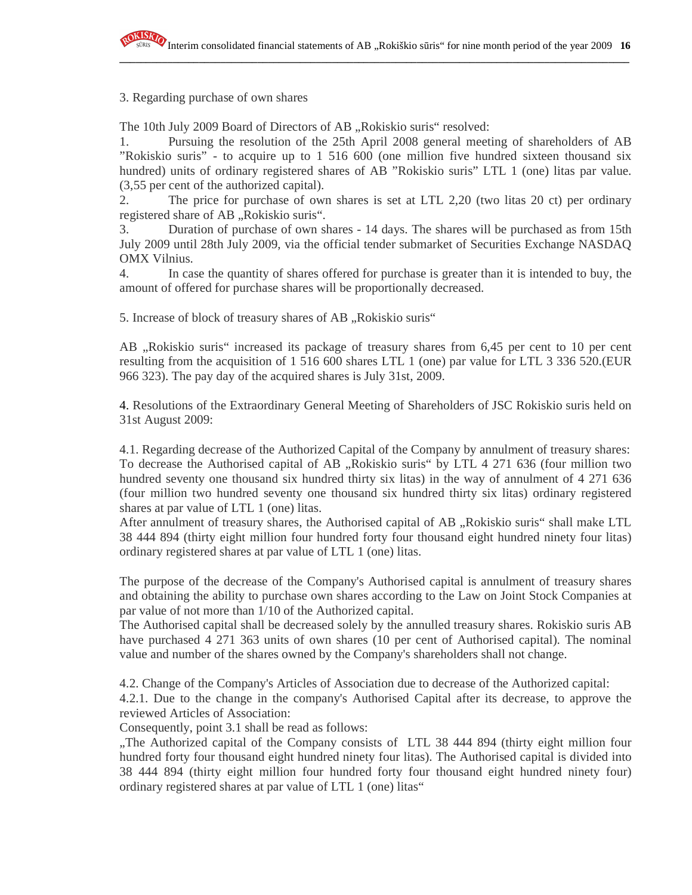3. Regarding purchase of own shares

The 10th July 2009 Board of Directors of AB „Rokiskio suris“ resolved:

1. Pursuing the resolution of the 25th April 2008 general meeting of shareholders of AB ”Rokiskio suris” - to acquire up to 1 516 600 (one million five hundred sixteen thousand six hundred) units of ordinary registered shares of AB ”Rokiskio suris” LTL 1 (one) litas par value. (3,55 per cent of the authorized capital).
2. The price for purchase of own shares is set at LTL 2,20 (two litas 20 ct) per ordinary registered share of AB „Rokiskio suris“.
3. Duration of purchase of own shares - 14 days. The shares will be purchased as from 15th July 2009 until 28th July 2009, via the official tender submarket of Securities Exchange NASDAQ OMX Vilnius.
4. In case the quantity of shares offered for purchase is greater than it is intended to buy, the amount of offered for purchase shares will be proportionally decreased.

5. Increase of block of treasury shares of AB „Rokiskio suris“

AB „Rokiskio suris“ increased its package of treasury shares from 6,45 per cent to 10 per cent resulting from the acquisition of 1 516 600 shares LTL 1 (one) par value for LTL 3 336 520.(EUR 966 323). The pay day of the acquired shares is July 31st, 2009.

4. Resolutions of the Extraordinary General Meeting of Shareholders of JSC Rokiskio suris held on 31st August 2009:

4.1. Regarding decrease of the Authorized Capital of the Company by annulment of treasury shares:
To decrease the Authorised capital of AB „Rokiskio suris“ by LTL 4 271 636 (four million two hundred seventy one thousand six hundred thirty six litas) in the way of annulment of 4 271 636 (four million two hundred seventy one thousand six hundred thirty six litas) ordinary registered shares at par value of LTL 1 (one) litas.
After annulment of treasury shares, the Authorised capital of AB „Rokiskio suris“ shall make LTL 38 444 894 (thirty eight million four hundred forty four thousand eight hundred ninety four litas) ordinary registered shares at par value of LTL 1 (one) litas.

The purpose of the decrease of the Company's Authorised capital is annulment of treasury shares and obtaining the ability to purchase own shares according to the Law on Joint Stock Companies at par value of not more than 1/10 of the Authorized capital.
The Authorised capital shall be decreased solely by the annulled treasury shares. Rokiskio suris AB have purchased 4 271 363 units of own shares (10 per cent of Authorised capital). The nominal value and number of the shares owned by the Company's shareholders shall not change.

4.2. Change of the Company's Articles of Association due to decrease of the Authorized capital:
4.2.1. Due to the change in the company's Authorised Capital after its decrease, to approve the reviewed Articles of Association:
Consequently, point 3.1 shall be read as follows:
„The Authorized capital of the Company consists of LTL 38 444 894 (thirty eight million four hundred forty four thousand eight hundred ninety four litas). The Authorised capital is divided into 38 444 894 (thirty eight million four hundred forty four thousand eight hundred ninety four) ordinary registered shares at par value of LTL 1 (one) litas“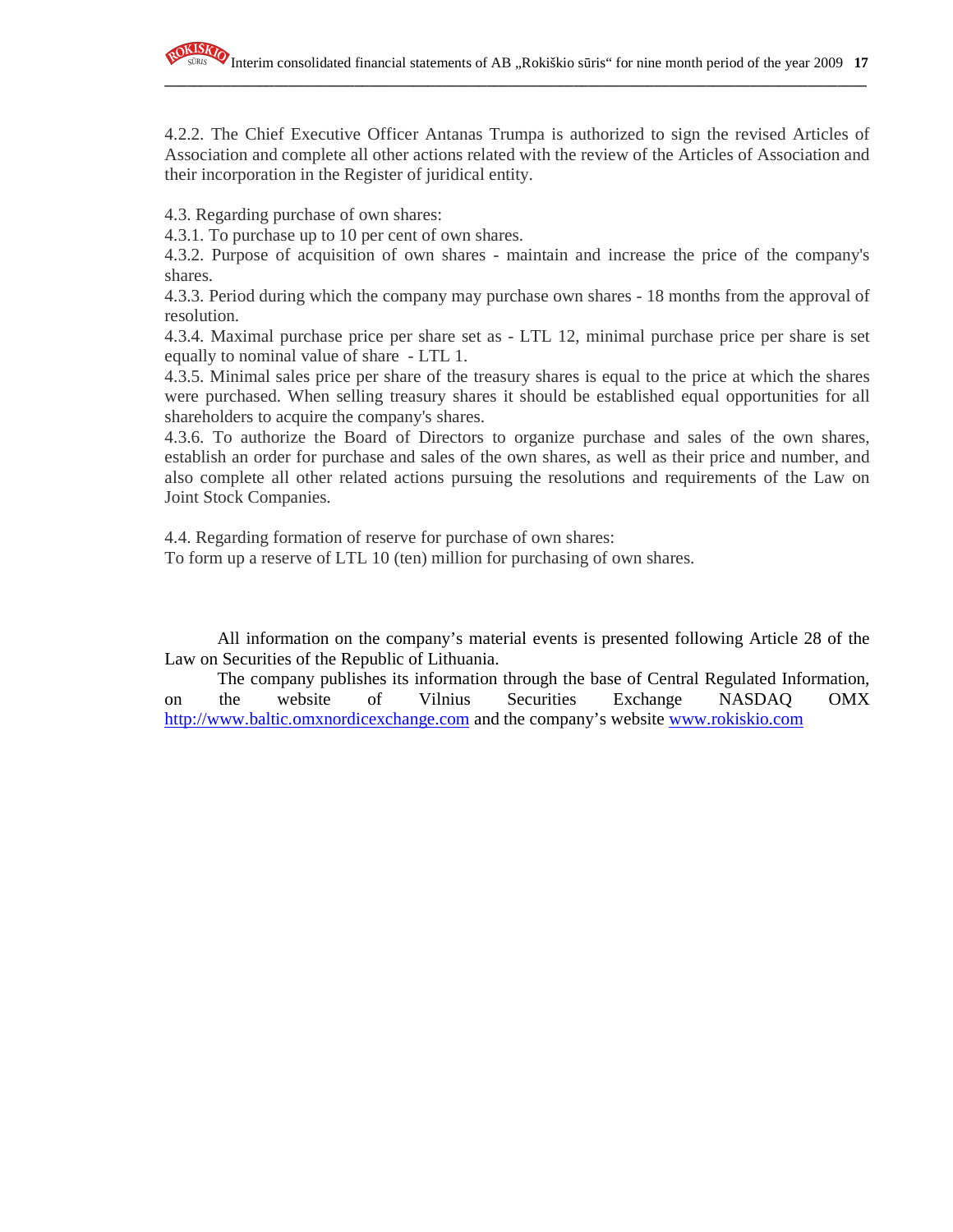4.2.2. The Chief Executive Officer Antanas Trumpa is authorized to sign the revised Articles of Association and complete all other actions related with the review of the Articles of Association and their incorporation in the Register of juridical entity.

4.3. Regarding purchase of own shares:
4.3.1. To purchase up to 10 per cent of own shares.
4.3.2. Purpose of acquisition of own shares - maintain and increase the price of the company's shares.
4.3.3. Period during which the company may purchase own shares - 18 months from the approval of resolution.
4.3.4. Maximal purchase price per share set as - LTL 12, minimal purchase price per share is set equally to nominal value of share - LTL 1.
4.3.5. Minimal sales price per share of the treasury shares is equal to the price at which the shares were purchased. When selling treasury shares it should be established equal opportunities for all shareholders to acquire the company's shares.
4.3.6. To authorize the Board of Directors to organize purchase and sales of the own shares, establish an order for purchase and sales of the own shares, as well as their price and number, and also complete all other related actions pursuing the resolutions and requirements of the Law on Joint Stock Companies.

4.4. Regarding formation of reserve for purchase of own shares:
To form up a reserve of LTL 10 (ten) million for purchasing of own shares.

All information on the company's material events is presented following Article 28 of the Law on Securities of the Republic of Lithuania.

The company publishes its information through the base of Central Regulated Information, on the website of Vilnius Securities Exchange NASDAQ OMX http://www.baltic.omxnordicexchange.com and the company's website www.rokiskio.com